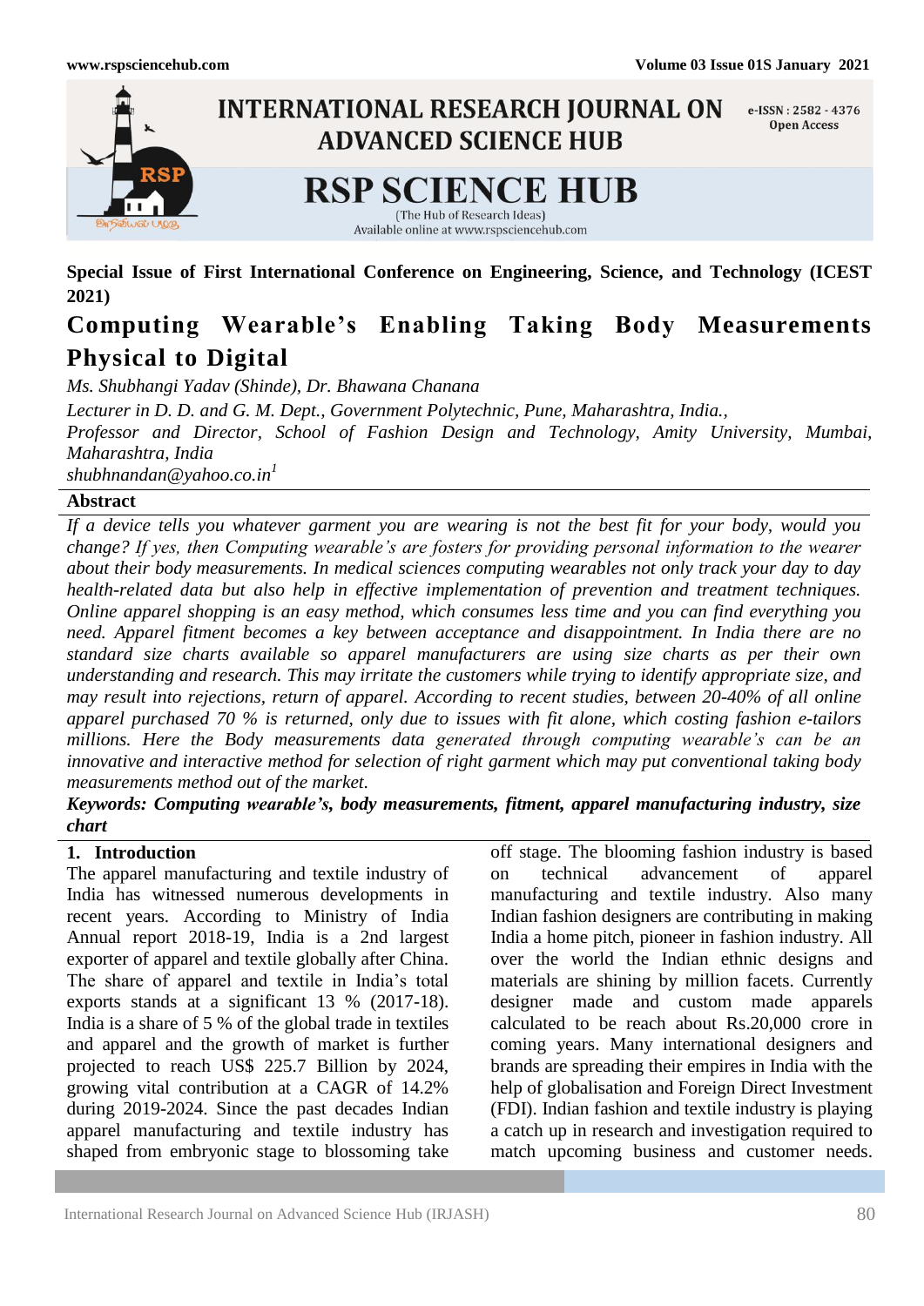Special Issue of First International Conference on Engineering, Science, and Technology (ICEST 2021)

# Computing Wearable's Enabling Taking Body Measurements Physical to Digital

*Ms. Shubhangi Yadav (Shinde), Dr. Bhawana Chanana*

*Lecturer in D. D. and G. M. Dept., Government Polytechnic, Pune, Maharashtra, India.,*

*Professor and Director, School of Fashion Design and Technology, Amity University, Mumbai, Maharashtra, India*

*shubhnandan@yahoo.co.in[1]*

## Abstract

*If a device tells you whatever garment you are wearing is not the best fit for your body, would you change? If yes, then Computing wearable's are fosters for providing personal information to the wearer about their body measurements. In medical sciences computing wearables not only track your day to day health-related data but also help in effective implementation of prevention and treatment techniques. Online apparel shopping is an easy method, which consumes less time and you can find everything you need. Apparel fitment becomes a key between acceptance and disappointment. In India there are no standard size charts available so apparel manufacturers are using size charts as per their own understanding and research. This may irritate the customers while trying to identify appropriate size, and may result into rejections, return of apparel. According to recent studies, between 20-40% of all online apparel purchased 70 % is returned, only due to issues with fit alone, which costing fashion e-tailors millions. Here the Body measurements data generated through computing wearable's can be an innovative and interactive method for selection of right garment which may put conventional taking body measurements method out of the market.*

***Keywords: Computing wearable's, body measurements, fitment, apparel manufacturing industry, size chart***

## 1. Introduction

The apparel manufacturing and textile industry of India has witnessed numerous developments in recent years. According to Ministry of India Annual report 2018-19, India is a 2nd largest exporter of apparel and textile globally after China. The share of apparel and textile in India's total exports stands at a significant 13 % (2017-18). India is a share of 5 % of the global trade in textiles and apparel and the growth of market is further projected to reach US$ 225.7 Billion by 2024, growing vital contribution at a CAGR of 14.2% during 2019-2024. Since the past decades Indian apparel manufacturing and textile industry has shaped from embryonic stage to blossoming take off stage. The blooming fashion industry is based on technical advancement of apparel manufacturing and textile industry. Also many Indian fashion designers are contributing in making India a home pitch, pioneer in fashion industry. All over the world the Indian ethnic designs and materials are shining by million facets. Currently designer made and custom made apparels calculated to be reach about Rs.20,000 crore in coming years. Many international designers and brands are spreading their empires in India with the help of globalisation and Foreign Direct Investment (FDI). Indian fashion and textile industry is playing a catch up in research and investigation required to match upcoming business and customer needs.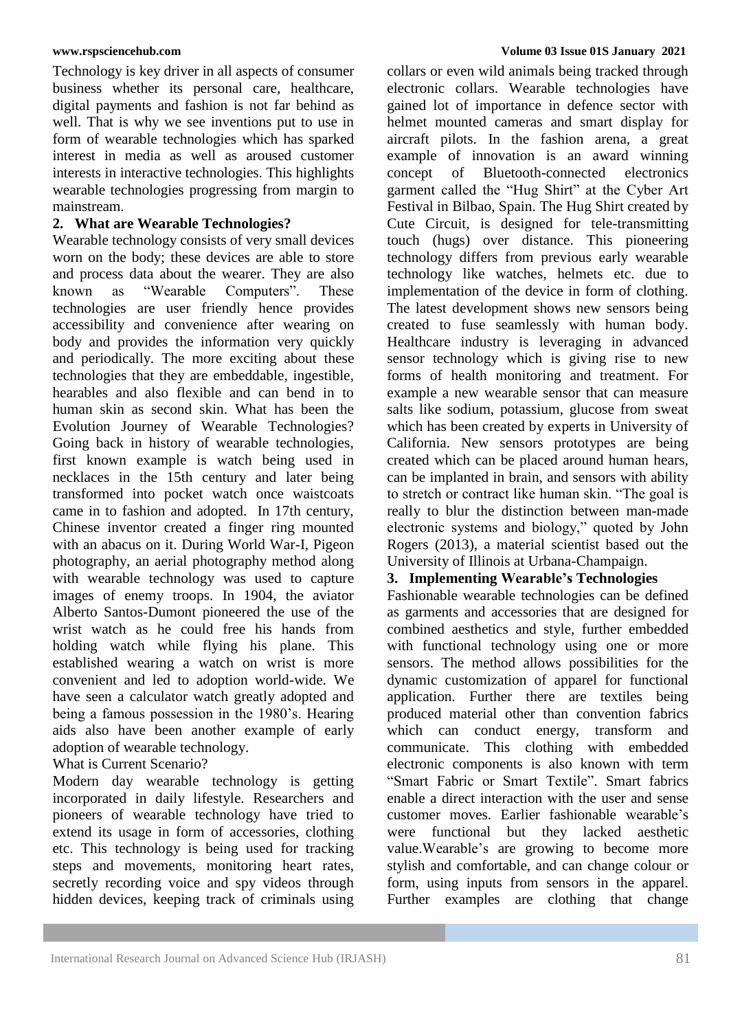Technology is key driver in all aspects of consumer business whether its personal care, healthcare, digital payments and fashion is not far behind as well. That is why we see inventions put to use in form of wearable technologies which has sparked interest in media as well as aroused customer interests in interactive technologies. This highlights wearable technologies progressing from margin to mainstream.

## 2. What are Wearable Technologies?

Wearable technology consists of very small devices worn on the body; these devices are able to store and process data about the wearer. They are also known as "Wearable Computers". These technologies are user friendly hence provides accessibility and convenience after wearing on body and provides the information very quickly and periodically. The more exciting about these technologies that they are embeddable, ingestible, hearables and also flexible and can bend in to human skin as second skin. What has been the Evolution Journey of Wearable Technologies? Going back in history of wearable technologies, first known example is watch being used in necklaces in the 15th century and later being transformed into pocket watch once waistcoats came in to fashion and adopted. In 17th century, Chinese inventor created a finger ring mounted with an abacus on it. During World War-I, Pigeon photography, an aerial photography method along with wearable technology was used to capture images of enemy troops. In 1904, the aviator Alberto Santos-Dumont pioneered the use of the wrist watch as he could free his hands from holding watch while flying his plane. This established wearing a watch on wrist is more convenient and led to adoption world-wide. We have seen a calculator watch greatly adopted and being a famous possession in the 1980's. Hearing aids also have been another example of early adoption of wearable technology.

What is Current Scenario?

Modern day wearable technology is getting incorporated in daily lifestyle. Researchers and pioneers of wearable technology have tried to extend its usage in form of accessories, clothing etc. This technology is being used for tracking steps and movements, monitoring heart rates, secretly recording voice and spy videos through hidden devices, keeping track of criminals using collars or even wild animals being tracked through electronic collars. Wearable technologies have gained lot of importance in defence sector with helmet mounted cameras and smart display for aircraft pilots. In the fashion arena, a great example of innovation is an award winning concept of Bluetooth-connected electronics garment called the "Hug Shirt" at the Cyber Art Festival in Bilbao, Spain. The Hug Shirt created by Cute Circuit, is designed for tele-transmitting touch (hugs) over distance. This pioneering technology differs from previous early wearable technology like watches, helmets etc. due to implementation of the device in form of clothing. The latest development shows new sensors being created to fuse seamlessly with human body. Healthcare industry is leveraging in advanced sensor technology which is giving rise to new forms of health monitoring and treatment. For example a new wearable sensor that can measure salts like sodium, potassium, glucose from sweat which has been created by experts in University of California. New sensors prototypes are being created which can be placed around human hears, can be implanted in brain, and sensors with ability to stretch or contract like human skin. "The goal is really to blur the distinction between man-made electronic systems and biology," quoted by John Rogers (2013), a material scientist based out the University of Illinois at Urbana-Champaign.

## 3. Implementing Wearable's Technologies

Fashionable wearable technologies can be defined as garments and accessories that are designed for combined aesthetics and style, further embedded with functional technology using one or more sensors. The method allows possibilities for the dynamic customization of apparel for functional application. Further there are textiles being produced material other than convention fabrics which can conduct energy, transform and communicate. This clothing with embedded electronic components is also known with term "Smart Fabric or Smart Textile". Smart fabrics enable a direct interaction with the user and sense customer moves. Earlier fashionable wearable's were functional but they lacked aesthetic value.Wearable's are growing to become more stylish and comfortable, and can change colour or form, using inputs from sensors in the apparel. Further examples are clothing that change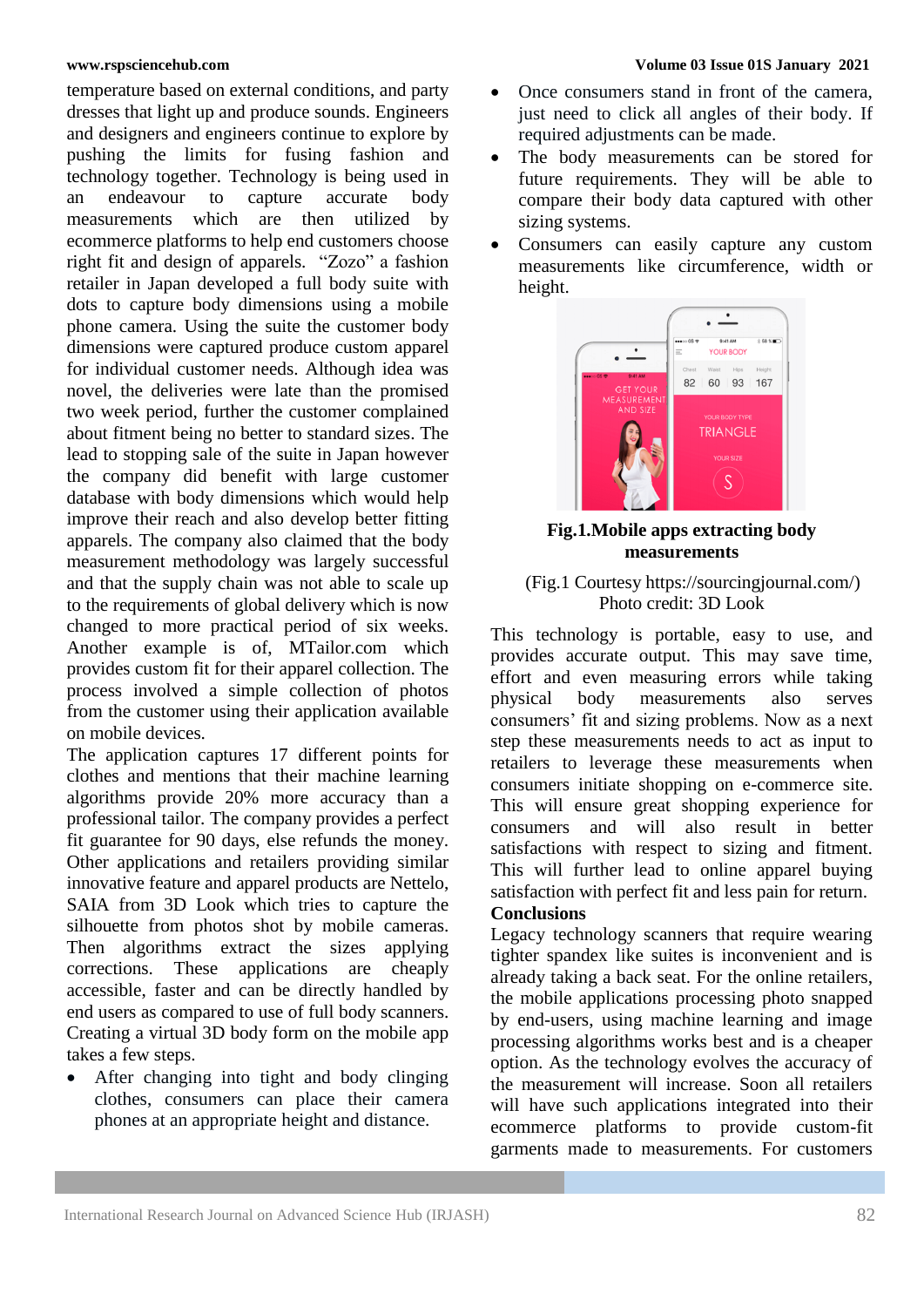temperature based on external conditions, and party dresses that light up and produce sounds. Engineers and designers and engineers continue to explore by pushing the limits for fusing fashion and technology together. Technology is being used in an endeavour to capture accurate body measurements which are then utilized by ecommerce platforms to help end customers choose right fit and design of apparels. "Zozo" a fashion retailer in Japan developed a full body suite with dots to capture body dimensions using a mobile phone camera. Using the suite the customer body dimensions were captured produce custom apparel for individual customer needs. Although idea was novel, the deliveries were late than the promised two week period, further the customer complained about fitment being no better to standard sizes. The lead to stopping sale of the suite in Japan however the company did benefit with large customer database with body dimensions which would help improve their reach and also develop better fitting apparels. The company also claimed that the body measurement methodology was largely successful and that the supply chain was not able to scale up to the requirements of global delivery which is now changed to more practical period of six weeks. Another example is of, MTailor.com which provides custom fit for their apparel collection. The process involved a simple collection of photos from the customer using their application available on mobile devices.

The application captures 17 different points for clothes and mentions that their machine learning algorithms provide 20% more accuracy than a professional tailor. The company provides a perfect fit guarantee for 90 days, else refunds the money. Other applications and retailers providing similar innovative feature and apparel products are Nettelo, SAIA from 3D Look which tries to capture the silhouette from photos shot by mobile cameras. Then algorithms extract the sizes applying corrections. These applications are cheaply accessible, faster and can be directly handled by end users as compared to use of full body scanners. Creating a virtual 3D body form on the mobile app takes a few steps.

- After changing into tight and body clinging clothes, consumers can place their camera phones at an appropriate height and distance.
- Once consumers stand in front of the camera, just need to click all angles of their body. If required adjustments can be made.
- The body measurements can be stored for future requirements. They will be able to compare their body data captured with other sizing systems.
- Consumers can easily capture any custom measurements like circumference, width or height.

**Fig.1.Mobile apps extracting body measurements**

(Fig.1 Courtesy https://sourcingjournal.com/)
Photo credit: 3D Look

This technology is portable, easy to use, and provides accurate output. This may save time, effort and even measuring errors while taking physical body measurements also serves consumers' fit and sizing problems. Now as a next step these measurements needs to act as input to retailers to leverage these measurements when consumers initiate shopping on e-commerce site. This will ensure great shopping experience for consumers and will also result in better satisfactions with respect to sizing and fitment. This will further lead to online apparel buying satisfaction with perfect fit and less pain for return.

## Conclusions

Legacy technology scanners that require wearing tighter spandex like suites is inconvenient and is already taking a back seat. For the online retailers, the mobile applications processing photo snapped by end-users, using machine learning and image processing algorithms works best and is a cheaper option. As the technology evolves the accuracy of the measurement will increase. Soon all retailers will have such applications integrated into their ecommerce platforms to provide custom-fit garments made to measurements. For customers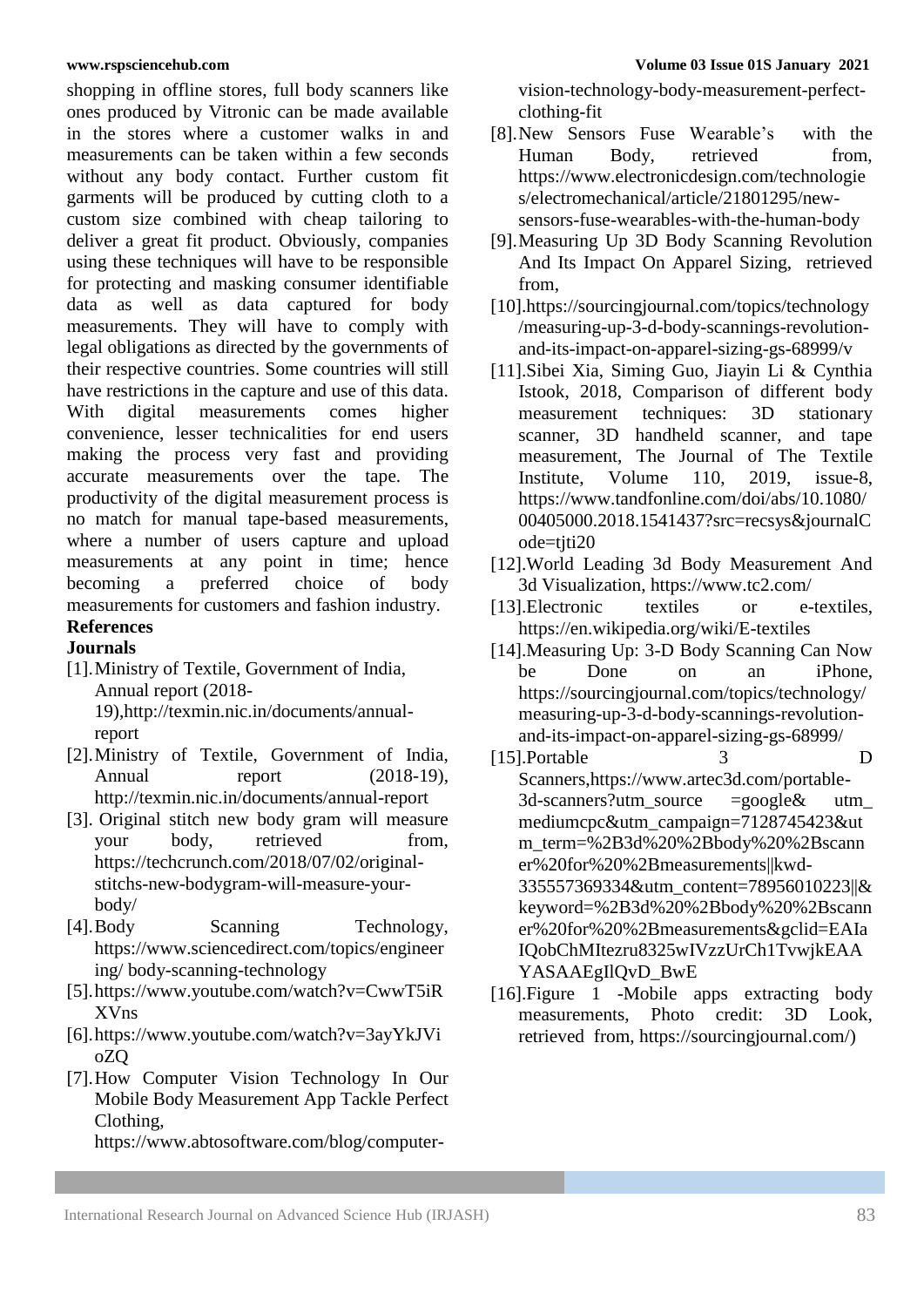shopping in offline stores, full body scanners like ones produced by Vitronic can be made available in the stores where a customer walks in and measurements can be taken within a few seconds without any body contact. Further custom fit garments will be produced by cutting cloth to a custom size combined with cheap tailoring to deliver a great fit product. Obviously, companies using these techniques will have to be responsible for protecting and masking consumer identifiable data as well as data captured for body measurements. They will have to comply with legal obligations as directed by the governments of their respective countries. Some countries will still have restrictions in the capture and use of this data. With digital measurements comes higher convenience, lesser technicalities for end users making the process very fast and providing accurate measurements over the tape. The productivity of the digital measurement process is no match for manual tape-based measurements, where a number of users capture and upload measurements at any point in time; hence becoming a preferred choice of body measurements for customers and fashion industry.

## References

### Journals

[1]. Ministry of Textile, Government of India, Annual report (2018-19),http://texmin.nic.in/documents/annual-report

[2]. Ministry of Textile, Government of India, Annual report (2018-19), http://texmin.nic.in/documents/annual-report

[3]. Original stitch new body gram will measure your body, retrieved from, https://techcrunch.com/2018/07/02/original-stitchs-new-bodygram-will-measure-your-body/

[4]. Body Scanning Technology, https://www.sciencedirect.com/topics/engineering/ body-scanning-technology

[5]. https://www.youtube.com/watch?v=CwwT5iRXVns

[6]. https://www.youtube.com/watch?v=3ayYkJVioZQ

[7]. How Computer Vision Technology In Our Mobile Body Measurement App Tackle Perfect Clothing, https://www.abtosoftware.com/blog/computer-vision-technology-body-measurement-perfect-clothing-fit

[8]. New Sensors Fuse Wearable's with the Human Body, retrieved from, https://www.electronicdesign.com/technologies/electromechanical/article/21801295/new-sensors-fuse-wearables-with-the-human-body

[9]. Measuring Up 3D Body Scanning Revolution And Its Impact On Apparel Sizing, retrieved from,

[10]. https://sourcingjournal.com/topics/technology/measuring-up-3-d-body-scannings-revolution-and-its-impact-on-apparel-sizing-gs-68999/v

[11]. Sibei Xia, Siming Guo, Jiayin Li & Cynthia Istook, 2018, Comparison of different body measurement techniques: 3D stationary scanner, 3D handheld scanner, and tape measurement, The Journal of The Textile Institute, Volume 110, 2019, issue-8, https://www.tandfonline.com/doi/abs/10.1080/00405000.2018.1541437?src=recsys&journalCode=tjti20

[12]. World Leading 3d Body Measurement And 3d Visualization, https://www.tc2.com/

[13]. Electronic textiles or e-textiles, https://en.wikipedia.org/wiki/E-textiles

[14]. Measuring Up: 3-D Body Scanning Can Now be Done on an iPhone, https://sourcingjournal.com/topics/technology/measuring-up-3-d-body-scannings-revolution-and-its-impact-on-apparel-sizing-gs-68999/

[15]. Portable 3 D Scanners,https://www.artec3d.com/portable-3d-scanners?utm_source =google& utm_mediumcpc&utm_campaign=7128745423&utm_term=%2B3d%20%2Bbody%20%2Bscanner%20for%20%2Bmeasurements||kwd-335557369334&utm_content=78956010223||&keyword=%2B3d%20%2Bbody%20%2Bscanner%20for%20%2Bmeasurements&gclid=EAIaIQobChMItezru8325wIVzzUrCh1TvwjkEAAYASAAEgIlQvD_BwE

[16]. Figure 1 -Mobile apps extracting body measurements, Photo credit: 3D Look, retrieved from, https://sourcingjournal.com/)